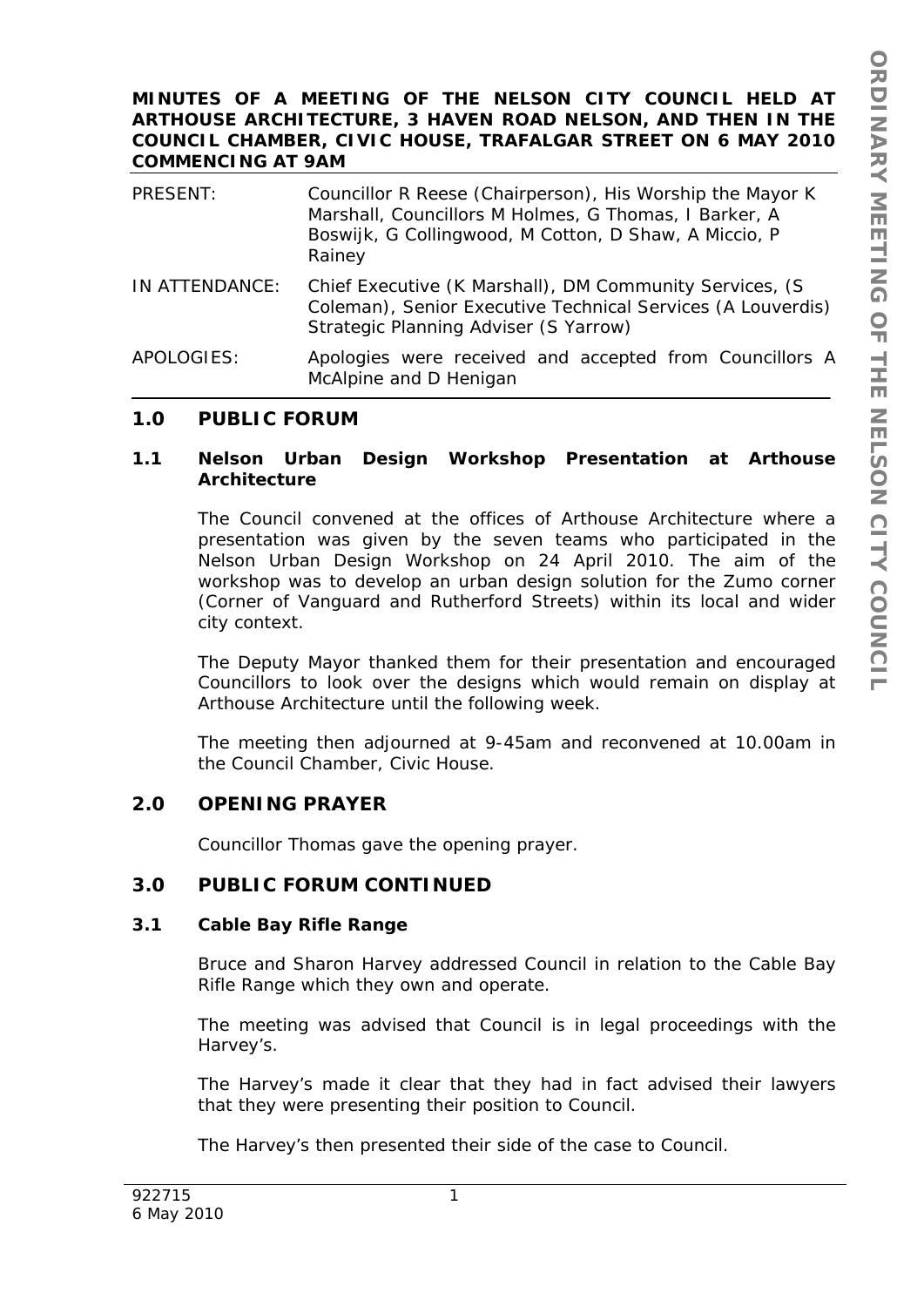**MINUTES OF A MEETING OF THE NELSON CITY COUNCIL HELD AT ARTHOUSE ARCHITECTURE, 3 HAVEN ROAD NELSON, AND THEN IN THE COUNCIL CHAMBER, CIVIC HOUSE, TRAFALGAR STREET ON 6 MAY 2010 COMMENCING AT 9AM**

| | |
|---|---|
| PRESENT: | Councillor R Reese (Chairperson), His Worship the Mayor K Marshall, Councillors M Holmes, G Thomas, I Barker, A Boswijk, G Collingwood, M Cotton, D Shaw, A Miccio, P Rainey |
| IN ATTENDANCE: | Chief Executive (K Marshall), DM Community Services, (S Coleman), Senior Executive Technical Services (A Louverdis) Strategic Planning Adviser (S Yarrow) |
| APOLOGIES: | Apologies were received and accepted from Councillors A McAlpine and D Henigan |

## 1.0 PUBLIC FORUM

### 1.1 Nelson Urban Design Workshop Presentation at Arthouse Architecture

The Council convened at the offices of Arthouse Architecture where a presentation was given by the seven teams who participated in the Nelson Urban Design Workshop on 24 April 2010. The aim of the workshop was to develop an urban design solution for the Zumo corner (Corner of Vanguard and Rutherford Streets) within its local and wider city context.

The Deputy Mayor thanked them for their presentation and encouraged Councillors to look over the designs which would remain on display at Arthouse Architecture until the following week.

The meeting then adjourned at 9-45am and reconvened at 10.00am in the Council Chamber, Civic House.

## 2.0 OPENING PRAYER

Councillor Thomas gave the opening prayer.

## 3.0 PUBLIC FORUM CONTINUED

### 3.1 Cable Bay Rifle Range

Bruce and Sharon Harvey addressed Council in relation to the Cable Bay Rifle Range which they own and operate.

The meeting was advised that Council is in legal proceedings with the Harvey's.

The Harvey's made it clear that they had in fact advised their lawyers that they were presenting their position to Council.

The Harvey's then presented their side of the case to Council.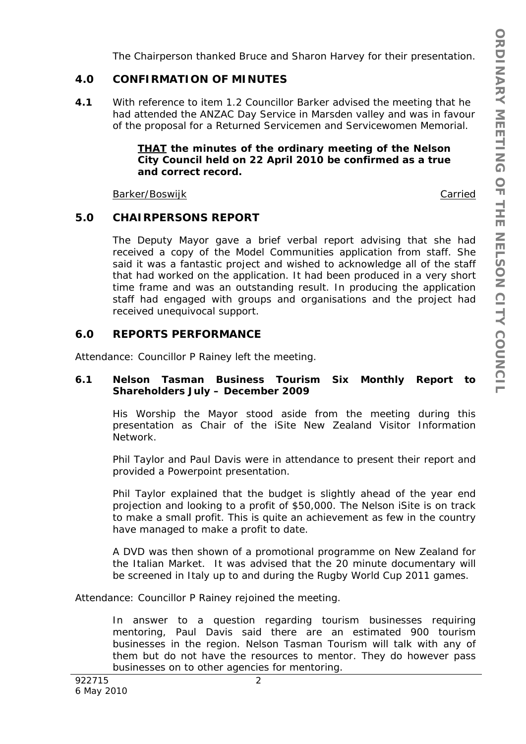The Chairperson thanked Bruce and Sharon Harvey for their presentation.

## 4.0 CONFIRMATION OF MINUTES

**4.1** With reference to item 1.2 Councillor Barker advised the meeting that he had attended the ANZAC Day Service in Marsden valley and was in favour of the proposal for a Returned Servicemen and Servicewomen Memorial.

> **<u>THAT</u> the minutes of the ordinary meeting of the Nelson City Council held on 22 April 2010 be confirmed as a true and correct record.**

<u>Barker/Boswijk</u> <u>Carried</u>

## 5.0 CHAIRPERSONS REPORT

The Deputy Mayor gave a brief verbal report advising that she had received a copy of the Model Communities application from staff. She said it was a fantastic project and wished to acknowledge all of the staff that had worked on the application. It had been produced in a very short time frame and was an outstanding result. In producing the application staff had engaged with groups and organisations and the project had received unequivocal support.

## 6.0 REPORTS PERFORMANCE

Attendance: Councillor P Rainey left the meeting.

### 6.1 Nelson Tasman Business Tourism Six Monthly Report to Shareholders July – December 2009

His Worship the Mayor stood aside from the meeting during this presentation as Chair of the iSite New Zealand Visitor Information Network.

Phil Taylor and Paul Davis were in attendance to present their report and provided a Powerpoint presentation.

Phil Taylor explained that the budget is slightly ahead of the year end projection and looking to a profit of $50,000. The Nelson iSite is on track to make a small profit. This is quite an achievement as few in the country have managed to make a profit to date.

A DVD was then shown of a promotional programme on New Zealand for the Italian Market. It was advised that the 20 minute documentary will be screened in Italy up to and during the Rugby World Cup 2011 games.

Attendance: Councillor P Rainey rejoined the meeting.

In answer to a question regarding tourism businesses requiring mentoring, Paul Davis said there are an estimated 900 tourism businesses in the region. Nelson Tasman Tourism will talk with any of them but do not have the resources to mentor. They do however pass businesses on to other agencies for mentoring.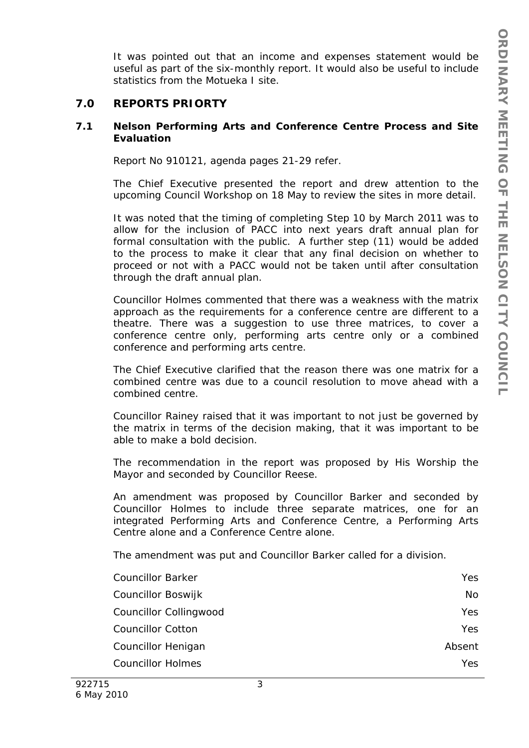It was pointed out that an income and expenses statement would be useful as part of the six-monthly report. It would also be useful to include statistics from the Motueka I site.

## 7.0 REPORTS PRIORTY

### 7.1 Nelson Performing Arts and Conference Centre Process and Site Evaluation

Report No 910121, agenda pages 21-29 refer.

The Chief Executive presented the report and drew attention to the upcoming Council Workshop on 18 May to review the sites in more detail.

It was noted that the timing of completing Step 10 by March 2011 was to allow for the inclusion of PACC into next years draft annual plan for formal consultation with the public. A further step (11) would be added to the process to make it clear that any final decision on whether to proceed or not with a PACC would not be taken until after consultation through the draft annual plan.

Councillor Holmes commented that there was a weakness with the matrix approach as the requirements for a conference centre are different to a theatre. There was a suggestion to use three matrices, to cover a conference centre only, performing arts centre only or a combined conference and performing arts centre.

The Chief Executive clarified that the reason there was one matrix for a combined centre was due to a council resolution to move ahead with a combined centre.

Councillor Rainey raised that it was important to not just be governed by the matrix in terms of the decision making, that it was important to be able to make a bold decision.

The recommendation in the report was proposed by His Worship the Mayor and seconded by Councillor Reese.

An amendment was proposed by Councillor Barker and seconded by Councillor Holmes to include three separate matrices, one for an integrated Performing Arts and Conference Centre, a Performing Arts Centre alone and a Conference Centre alone.

The amendment was put and Councillor Barker called for a division.

| | |
|---|---|
| Councillor Barker | Yes |
| Councillor Boswijk | No |
| Councillor Collingwood | Yes |
| Councillor Cotton | Yes |
| Councillor Henigan | Absent |
| Councillor Holmes | Yes |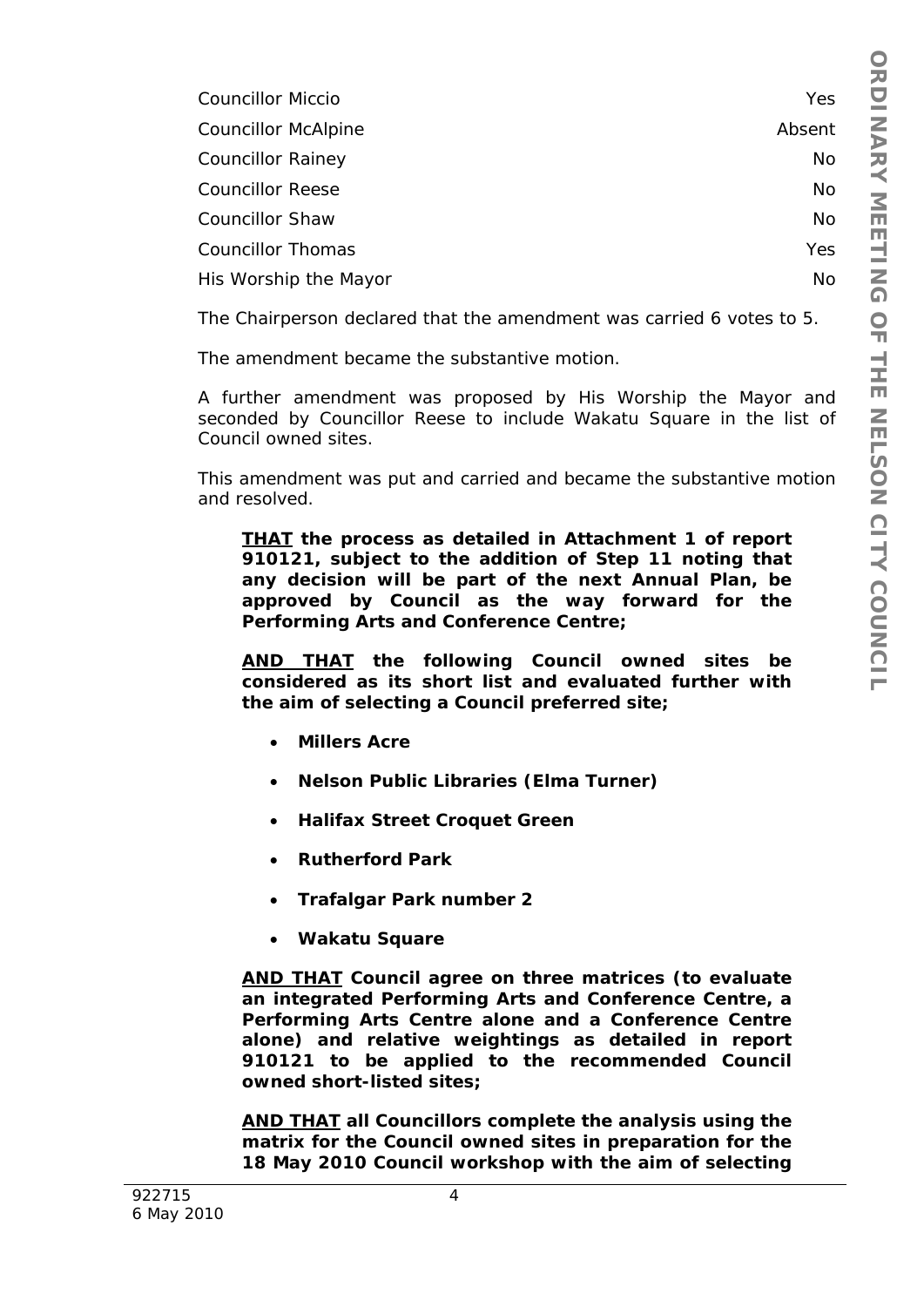| | |
|---|---|
| Councillor Miccio | Yes |
| Councillor McAlpine | Absent |
| Councillor Rainey | No |
| Councillor Reese | No |
| Councillor Shaw | No |
| Councillor Thomas | Yes |
| His Worship the Mayor | No |

The Chairperson declared that the amendment was carried 6 votes to 5.

The amendment became the substantive motion.

A further amendment was proposed by His Worship the Mayor and seconded by Councillor Reese to include Wakatu Square in the list of Council owned sites.

This amendment was put and carried and became the substantive motion and resolved.

> **<u>THAT</u> the process as detailed in Attachment 1 of report 910121, subject to the addition of Step 11 noting that any decision will be part of the next Annual Plan, be approved by Council as the way forward for the Performing Arts and Conference Centre;**
>
> **<u>AND THAT</u> the following Council owned sites be considered as its short list and evaluated further with the aim of selecting a Council preferred site;**
>
> - **Millers Acre**
> - **Nelson Public Libraries (Elma Turner)**
> - **Halifax Street Croquet Green**
> - **Rutherford Park**
> - **Trafalgar Park number 2**
> - **Wakatu Square**
>
> **<u>AND THAT</u> Council agree on three matrices (to evaluate an integrated Performing Arts and Conference Centre, a Performing Arts Centre alone and a Conference Centre alone) and relative weightings as detailed in report 910121 to be applied to the recommended Council owned short-listed sites;**
>
> **<u>AND THAT</u> all Councillors complete the analysis using the matrix for the Council owned sites in preparation for the 18 May 2010 Council workshop with the aim of selecting**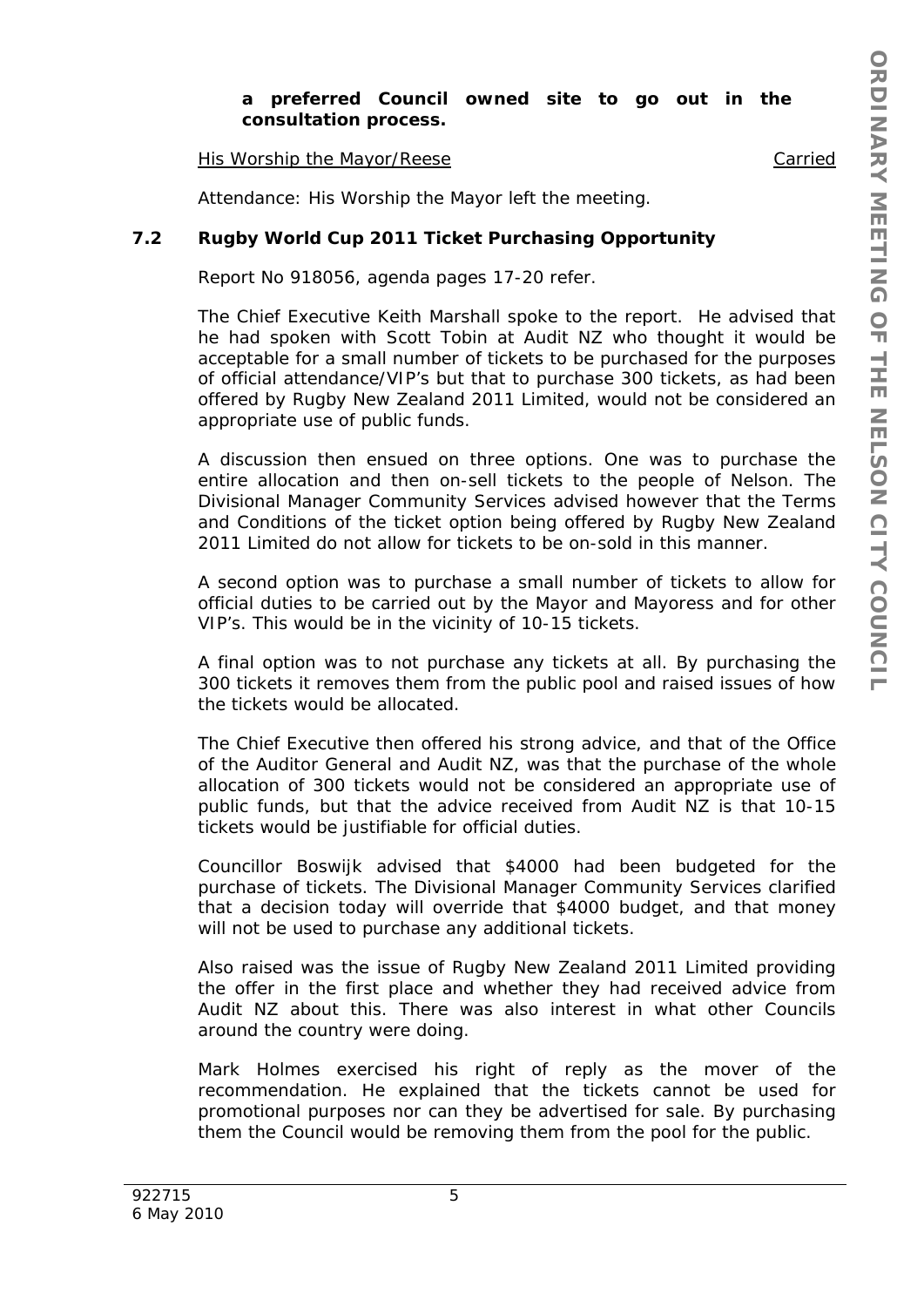**a preferred Council owned site to go out in the consultation process.**

His Worship the Mayor/Reese Carried

Attendance: His Worship the Mayor left the meeting.

### 7.2 Rugby World Cup 2011 Ticket Purchasing Opportunity

Report No 918056, agenda pages 17-20 refer.

The Chief Executive Keith Marshall spoke to the report. He advised that he had spoken with Scott Tobin at Audit NZ who thought it would be acceptable for a small number of tickets to be purchased for the purposes of official attendance/VIP's but that to purchase 300 tickets, as had been offered by Rugby New Zealand 2011 Limited, would not be considered an appropriate use of public funds.

A discussion then ensued on three options. One was to purchase the entire allocation and then on-sell tickets to the people of Nelson. The Divisional Manager Community Services advised however that the Terms and Conditions of the ticket option being offered by Rugby New Zealand 2011 Limited do not allow for tickets to be on-sold in this manner.

A second option was to purchase a small number of tickets to allow for official duties to be carried out by the Mayor and Mayoress and for other VIP's. This would be in the vicinity of 10-15 tickets.

A final option was to not purchase any tickets at all. By purchasing the 300 tickets it removes them from the public pool and raised issues of how the tickets would be allocated.

The Chief Executive then offered his strong advice, and that of the Office of the Auditor General and Audit NZ, was that the purchase of the whole allocation of 300 tickets would not be considered an appropriate use of public funds, but that the advice received from Audit NZ is that 10-15 tickets would be justifiable for official duties.

Councillor Boswijk advised that $4000 had been budgeted for the purchase of tickets. The Divisional Manager Community Services clarified that a decision today will override that $4000 budget, and that money will not be used to purchase any additional tickets.

Also raised was the issue of Rugby New Zealand 2011 Limited providing the offer in the first place and whether they had received advice from Audit NZ about this. There was also interest in what other Councils around the country were doing.

Mark Holmes exercised his right of reply as the mover of the recommendation. He explained that the tickets cannot be used for promotional purposes nor can they be advertised for sale. By purchasing them the Council would be removing them from the pool for the public.

922715
6 May 2010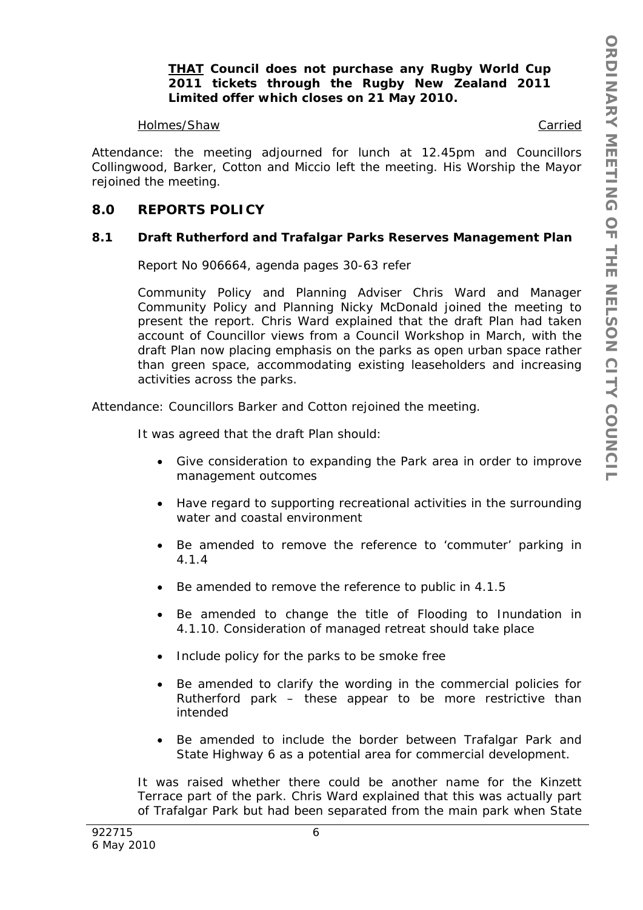**THAT Council does not purchase any Rugby World Cup 2011 tickets through the Rugby New Zealand 2011 Limited offer which closes on 21 May 2010.**

Holmes/Shaw Carried

*Attendance: the meeting adjourned for lunch at 12.45pm and Councillors Collingwood, Barker, Cotton and Miccio left the meeting. His Worship the Mayor rejoined the meeting.*

## 8.0 REPORTS POLICY

### 8.1 Draft Rutherford and Trafalgar Parks Reserves Management Plan

Report No 906664, agenda pages 30-63 refer

Community Policy and Planning Adviser Chris Ward and Manager Community Policy and Planning Nicky McDonald joined the meeting to present the report. Chris Ward explained that the draft Plan had taken account of Councillor views from a Council Workshop in March, with the draft Plan now placing emphasis on the parks as open urban space rather than green space, accommodating existing leaseholders and increasing activities across the parks.

*Attendance: Councillors Barker and Cotton rejoined the meeting.*

It was agreed that the draft Plan should:

- Give consideration to expanding the Park area in order to improve management outcomes
- Have regard to supporting recreational activities in the surrounding water and coastal environment
- Be amended to remove the reference to 'commuter' parking in 4.1.4
- Be amended to remove the reference to public in 4.1.5
- Be amended to change the title of Flooding to Inundation in 4.1.10. Consideration of managed retreat should take place
- Include policy for the parks to be smoke free
- Be amended to clarify the wording in the commercial policies for Rutherford park – these appear to be more restrictive than intended
- Be amended to include the border between Trafalgar Park and State Highway 6 as a potential area for commercial development.

It was raised whether there could be another name for the Kinzett Terrace part of the park. Chris Ward explained that this was actually part of Trafalgar Park but had been separated from the main park when State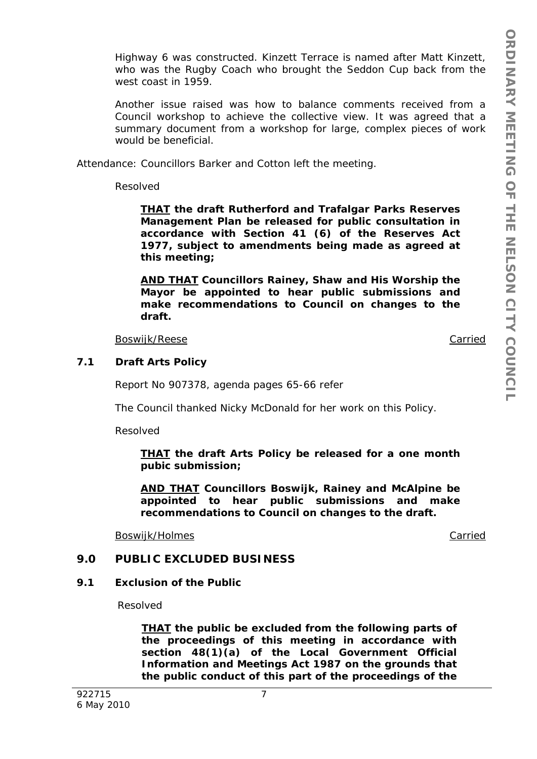Highway 6 was constructed. Kinzett Terrace is named after Matt Kinzett, who was the Rugby Coach who brought the Seddon Cup back from the west coast in 1959.

Another issue raised was how to balance comments received from a Council workshop to achieve the collective view. It was agreed that a summary document from a workshop for large, complex pieces of work would be beneficial.

Attendance: Councillors Barker and Cotton left the meeting.

Resolved

**THAT the draft Rutherford and Trafalgar Parks Reserves Management Plan be released for public consultation in accordance with Section 41 (6) of the Reserves Act 1977, subject to amendments being made as agreed at this meeting;**

**AND THAT Councillors Rainey, Shaw and His Worship the Mayor be appointed to hear public submissions and make recommendations to Council on changes to the draft.**

Boswijk/Reese — Carried

### 7.1 Draft Arts Policy

Report No 907378, agenda pages 65-66 refer

The Council thanked Nicky McDonald for her work on this Policy.

Resolved

**THAT the draft Arts Policy be released for a one month pubic submission;**

**AND THAT Councillors Boswijk, Rainey and McAlpine be appointed to hear public submissions and make recommendations to Council on changes to the draft.**

Boswijk/Holmes — Carried

## 9.0 PUBLIC EXCLUDED BUSINESS

### 9.1 Exclusion of the Public

Resolved

**THAT the public be excluded from the following parts of the proceedings of this meeting in accordance with section 48(1)(a) of the Local Government Official Information and Meetings Act 1987 on the grounds that the public conduct of this part of the proceedings of the**

922715
6 May 2010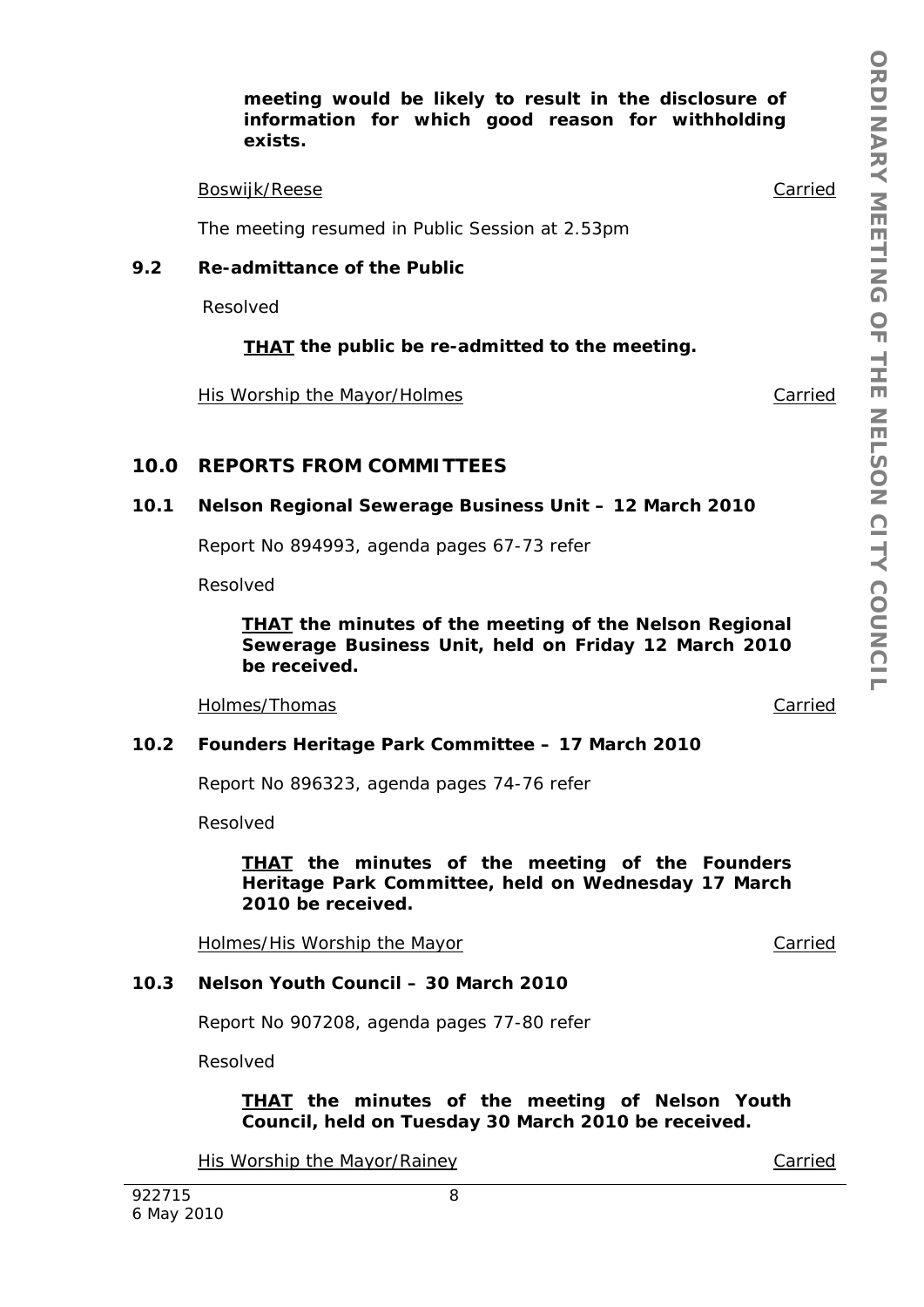**meeting would be likely to result in the disclosure of information for which good reason for withholding exists.**

Boswijk/Reese Carried

The meeting resumed in Public Session at 2.53pm

### 9.2 Re-admittance of the Public

Resolved

**THAT the public be re-admitted to the meeting.**

His Worship the Mayor/Holmes Carried

## 10.0 REPORTS FROM COMMITTEES

### 10.1 Nelson Regional Sewerage Business Unit – 12 March 2010

Report No 894993, agenda pages 67-73 refer

Resolved

**THAT the minutes of the meeting of the Nelson Regional Sewerage Business Unit, held on Friday 12 March 2010 be received.**

Holmes/Thomas Carried

### 10.2 Founders Heritage Park Committee – 17 March 2010

Report No 896323, agenda pages 74-76 refer

Resolved

**THAT the minutes of the meeting of the Founders Heritage Park Committee, held on Wednesday 17 March 2010 be received.**

Holmes/His Worship the Mayor Carried

### 10.3 Nelson Youth Council – 30 March 2010

Report No 907208, agenda pages 77-80 refer

Resolved

**THAT the minutes of the meeting of Nelson Youth Council, held on Tuesday 30 March 2010 be received.**

His Worship the Mayor/Rainey Carried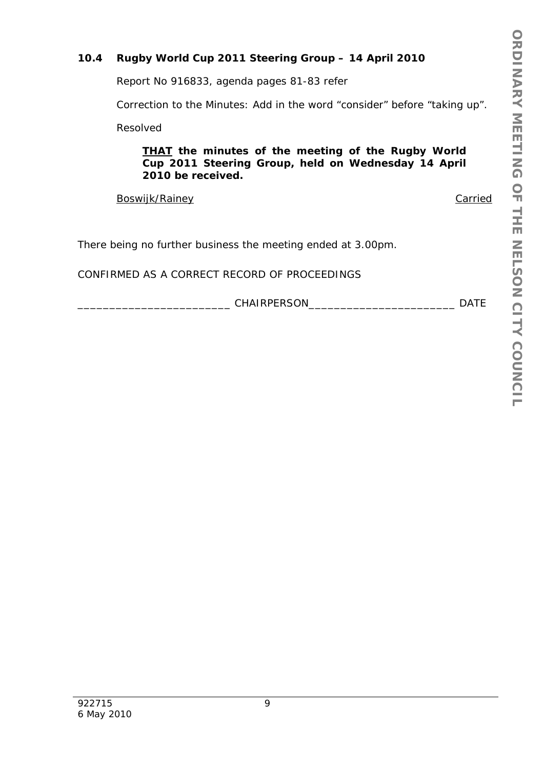### 10.4 Rugby World Cup 2011 Steering Group – 14 April 2010

Report No 916833, agenda pages 81-83 refer

Correction to the Minutes: Add in the word "consider" before "taking up".

Resolved

> **THAT the minutes of the meeting of the Rugby World Cup 2011 Steering Group, held on Wednesday 14 April 2010 be received.**

Boswijk/Rainey Carried

There being no further business the meeting ended at 3.00pm.

CONFIRMED AS A CORRECT RECORD OF PROCEEDINGS

________________________ CHAIRPERSON________________________ DATE